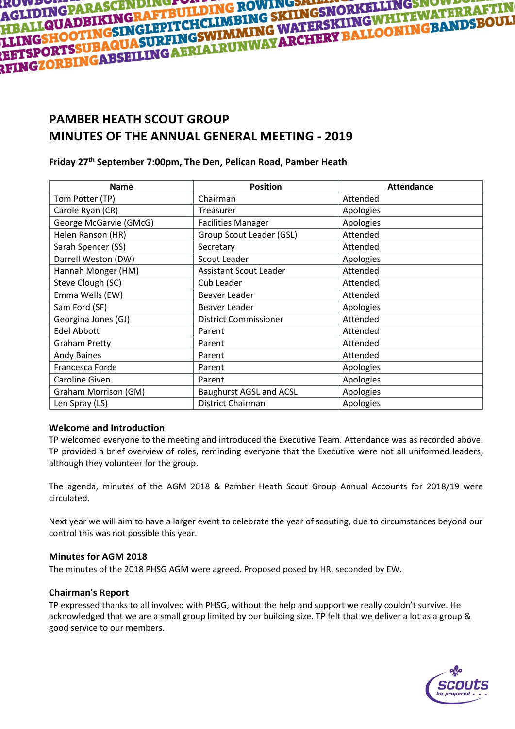# PAMBER HEATH SCOUT GROUP
# MINUTES OF THE ANNUAL GENERAL MEETING - 2019

**Friday 27th September 7:00pm, The Den, Pelican Road, Pamber Heath**

| Name | Position | Attendance |
|---|---|---|
| Tom Potter (TP) | Chairman | Attended |
| Carole Ryan (CR) | Treasurer | Apologies |
| George McGarvie (GMcG) | Facilities Manager | Apologies |
| Helen Ranson (HR) | Group Scout Leader (GSL) | Attended |
| Sarah Spencer (SS) | Secretary | Attended |
| Darrell Weston (DW) | Scout Leader | Apologies |
| Hannah Monger (HM) | Assistant Scout Leader | Attended |
| Steve Clough (SC) | Cub Leader | Attended |
| Emma Wells (EW) | Beaver Leader | Attended |
| Sam Ford (SF) | Beaver Leader | Apologies |
| Georgina Jones (GJ) | District Commissioner | Attended |
| Edel Abbott | Parent | Attended |
| Graham Pretty | Parent | Attended |
| Andy Baines | Parent | Attended |
| Francesca Forde | Parent | Apologies |
| Caroline Given | Parent | Apologies |
| Graham Morrison (GM) | Baughurst AGSL and ACSL | Apologies |
| Len Spray (LS) | District Chairman | Apologies |

### Welcome and Introduction

TP welcomed everyone to the meeting and introduced the Executive Team. Attendance was as recorded above. TP provided a brief overview of roles, reminding everyone that the Executive were not all uniformed leaders, although they volunteer for the group.

The agenda, minutes of the AGM 2018 & Pamber Heath Scout Group Annual Accounts for 2018/19 were circulated.

Next year we will aim to have a larger event to celebrate the year of scouting, due to circumstances beyond our control this was not possible this year.

### Minutes for AGM 2018

The minutes of the 2018 PHSG AGM were agreed. Proposed posed by HR, seconded by EW.

### Chairman's Report

TP expressed thanks to all involved with PHSG, without the help and support we really couldn't survive. He acknowledged that we are a small group limited by our building size. TP felt that we deliver a lot as a group & good service to our members.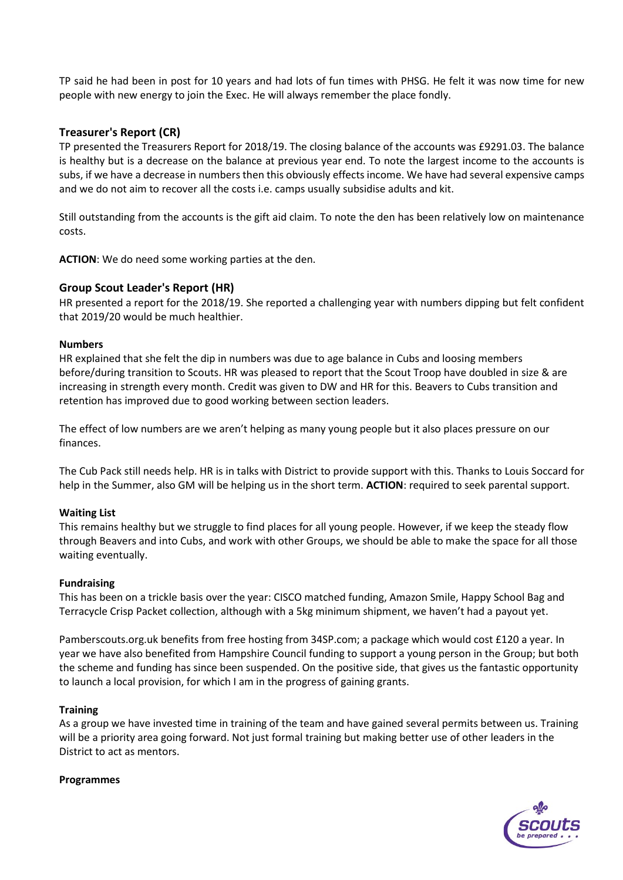TP said he had been in post for 10 years and had lots of fun times with PHSG. He felt it was now time for new people with new energy to join the Exec. He will always remember the place fondly.

## Treasurer's Report (CR)

TP presented the Treasurers Report for 2018/19. The closing balance of the accounts was £9291.03. The balance is healthy but is a decrease on the balance at previous year end. To note the largest income to the accounts is subs, if we have a decrease in numbers then this obviously effects income. We have had several expensive camps and we do not aim to recover all the costs i.e. camps usually subsidise adults and kit.

Still outstanding from the accounts is the gift aid claim. To note the den has been relatively low on maintenance costs.

**ACTION**: We do need some working parties at the den.

## Group Scout Leader's Report (HR)

HR presented a report for the 2018/19. She reported a challenging year with numbers dipping but felt confident that 2019/20 would be much healthier.

**Numbers**

HR explained that she felt the dip in numbers was due to age balance in Cubs and loosing members before/during transition to Scouts. HR was pleased to report that the Scout Troop have doubled in size & are increasing in strength every month. Credit was given to DW and HR for this. Beavers to Cubs transition and retention has improved due to good working between section leaders.

The effect of low numbers are we aren't helping as many young people but it also places pressure on our finances.

The Cub Pack still needs help. HR is in talks with District to provide support with this. Thanks to Louis Soccard for help in the Summer, also GM will be helping us in the short term. **ACTION**: required to seek parental support.

**Waiting List**

This remains healthy but we struggle to find places for all young people. However, if we keep the steady flow through Beavers and into Cubs, and work with other Groups, we should be able to make the space for all those waiting eventually.

**Fundraising**

This has been on a trickle basis over the year: CISCO matched funding, Amazon Smile, Happy School Bag and Terracycle Crisp Packet collection, although with a 5kg minimum shipment, we haven't had a payout yet.

Pamberscouts.org.uk benefits from free hosting from 34SP.com; a package which would cost £120 a year. In year we have also benefited from Hampshire Council funding to support a young person in the Group; but both the scheme and funding has since been suspended. On the positive side, that gives us the fantastic opportunity to launch a local provision, for which I am in the progress of gaining grants.

**Training**

As a group we have invested time in training of the team and have gained several permits between us. Training will be a priority area going forward. Not just formal training but making better use of other leaders in the District to act as mentors.

**Programmes**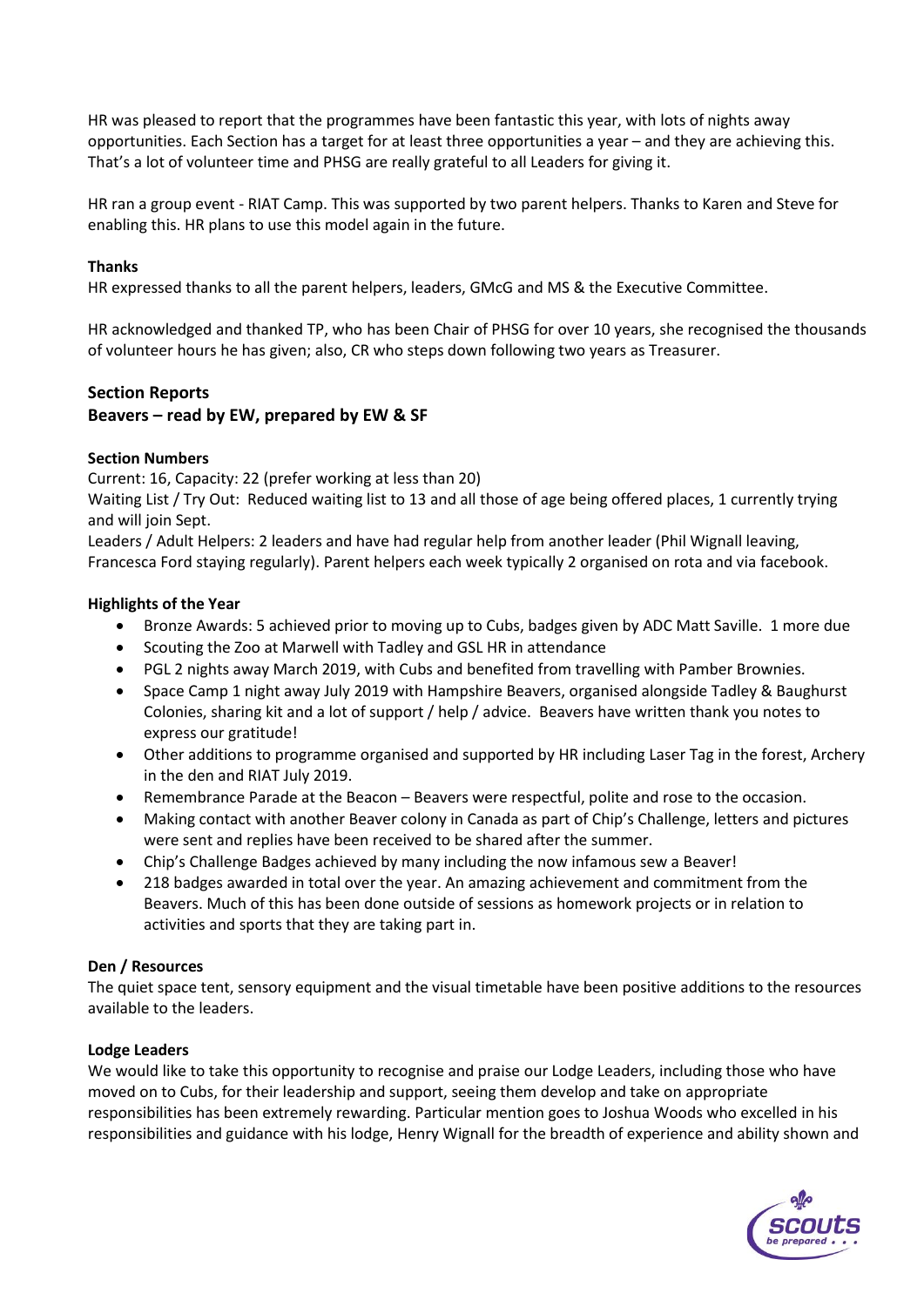HR was pleased to report that the programmes have been fantastic this year, with lots of nights away opportunities. Each Section has a target for at least three opportunities a year – and they are achieving this. That's a lot of volunteer time and PHSG are really grateful to all Leaders for giving it.

HR ran a group event - RIAT Camp. This was supported by two parent helpers. Thanks to Karen and Steve for enabling this. HR plans to use this model again in the future.

**Thanks**
HR expressed thanks to all the parent helpers, leaders, GMcG and MS & the Executive Committee.

HR acknowledged and thanked TP, who has been Chair of PHSG for over 10 years, she recognised the thousands of volunteer hours he has given; also, CR who steps down following two years as Treasurer.

## Section Reports

### Beavers – read by EW, prepared by EW & SF

**Section Numbers**
Current: 16, Capacity: 22 (prefer working at less than 20)
Waiting List / Try Out: Reduced waiting list to 13 and all those of age being offered places, 1 currently trying and will join Sept.
Leaders / Adult Helpers: 2 leaders and have had regular help from another leader (Phil Wignall leaving, Francesca Ford staying regularly). Parent helpers each week typically 2 organised on rota and via facebook.

**Highlights of the Year**

- Bronze Awards: 5 achieved prior to moving up to Cubs, badges given by ADC Matt Saville. 1 more due
- Scouting the Zoo at Marwell with Tadley and GSL HR in attendance
- PGL 2 nights away March 2019, with Cubs and benefited from travelling with Pamber Brownies.
- Space Camp 1 night away July 2019 with Hampshire Beavers, organised alongside Tadley & Baughurst Colonies, sharing kit and a lot of support / help / advice. Beavers have written thank you notes to express our gratitude!
- Other additions to programme organised and supported by HR including Laser Tag in the forest, Archery in the den and RIAT July 2019.
- Remembrance Parade at the Beacon – Beavers were respectful, polite and rose to the occasion.
- Making contact with another Beaver colony in Canada as part of Chip's Challenge, letters and pictures were sent and replies have been received to be shared after the summer.
- Chip's Challenge Badges achieved by many including the now infamous sew a Beaver!
- 218 badges awarded in total over the year. An amazing achievement and commitment from the Beavers. Much of this has been done outside of sessions as homework projects or in relation to activities and sports that they are taking part in.

**Den / Resources**
The quiet space tent, sensory equipment and the visual timetable have been positive additions to the resources available to the leaders.

**Lodge Leaders**
We would like to take this opportunity to recognise and praise our Lodge Leaders, including those who have moved on to Cubs, for their leadership and support, seeing them develop and take on appropriate responsibilities has been extremely rewarding. Particular mention goes to Joshua Woods who excelled in his responsibilities and guidance with his lodge, Henry Wignall for the breadth of experience and ability shown and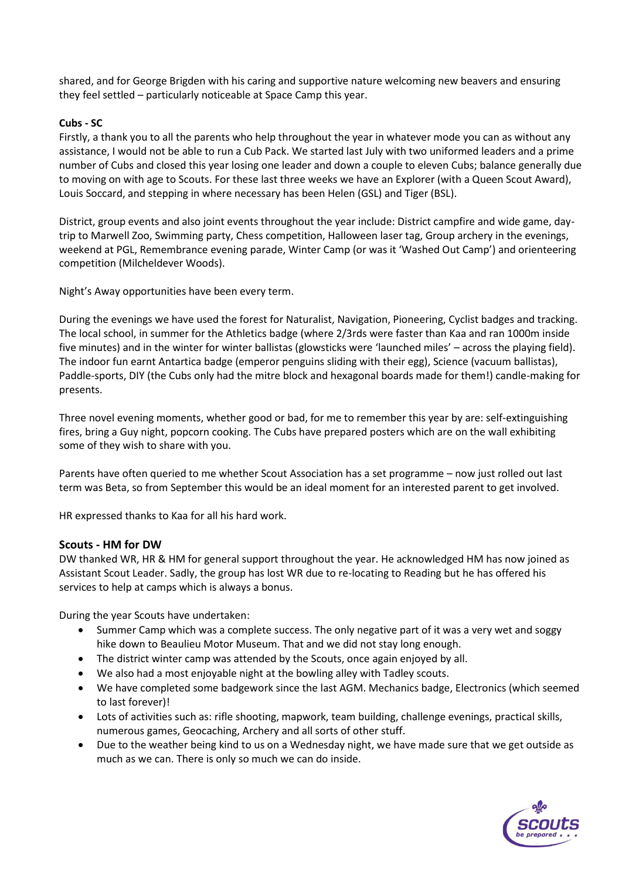shared, and for George Brigden with his caring and supportive nature welcoming new beavers and ensuring they feel settled – particularly noticeable at Space Camp this year.

**Cubs - SC**

Firstly, a thank you to all the parents who help throughout the year in whatever mode you can as without any assistance, I would not be able to run a Cub Pack. We started last July with two uniformed leaders and a prime number of Cubs and closed this year losing one leader and down a couple to eleven Cubs; balance generally due to moving on with age to Scouts. For these last three weeks we have an Explorer (with a Queen Scout Award), Louis Soccard, and stepping in where necessary has been Helen (GSL) and Tiger (BSL).

District, group events and also joint events throughout the year include: District campfire and wide game, day-trip to Marwell Zoo, Swimming party, Chess competition, Halloween laser tag, Group archery in the evenings, weekend at PGL, Remembrance evening parade, Winter Camp (or was it 'Washed Out Camp') and orienteering competition (Milcheldever Woods).

Night's Away opportunities have been every term.

During the evenings we have used the forest for Naturalist, Navigation, Pioneering, Cyclist badges and tracking. The local school, in summer for the Athletics badge (where 2/3rds were faster than Kaa and ran 1000m inside five minutes) and in the winter for winter ballistas (glowsticks were 'launched miles' – across the playing field). The indoor fun earnt Antartica badge (emperor penguins sliding with their egg), Science (vacuum ballistas), Paddle-sports, DIY (the Cubs only had the mitre block and hexagonal boards made for them!) candle-making for presents.

Three novel evening moments, whether good or bad, for me to remember this year by are: self-extinguishing fires, bring a Guy night, popcorn cooking. The Cubs have prepared posters which are on the wall exhibiting some of they wish to share with you.

Parents have often queried to me whether Scout Association has a set programme – now just rolled out last term was Beta, so from September this would be an ideal moment for an interested parent to get involved.

HR expressed thanks to Kaa for all his hard work.

### Scouts - HM for DW

DW thanked WR, HR & HM for general support throughout the year. He acknowledged HM has now joined as Assistant Scout Leader. Sadly, the group has lost WR due to re-locating to Reading but he has offered his services to help at camps which is always a bonus.

During the year Scouts have undertaken:

- Summer Camp which was a complete success. The only negative part of it was a very wet and soggy hike down to Beaulieu Motor Museum. That and we did not stay long enough.
- The district winter camp was attended by the Scouts, once again enjoyed by all.
- We also had a most enjoyable night at the bowling alley with Tadley scouts.
- We have completed some badgework since the last AGM. Mechanics badge, Electronics (which seemed to last forever)!
- Lots of activities such as: rifle shooting, mapwork, team building, challenge evenings, practical skills, numerous games, Geocaching, Archery and all sorts of other stuff.
- Due to the weather being kind to us on a Wednesday night, we have made sure that we get outside as much as we can. There is only so much we can do inside.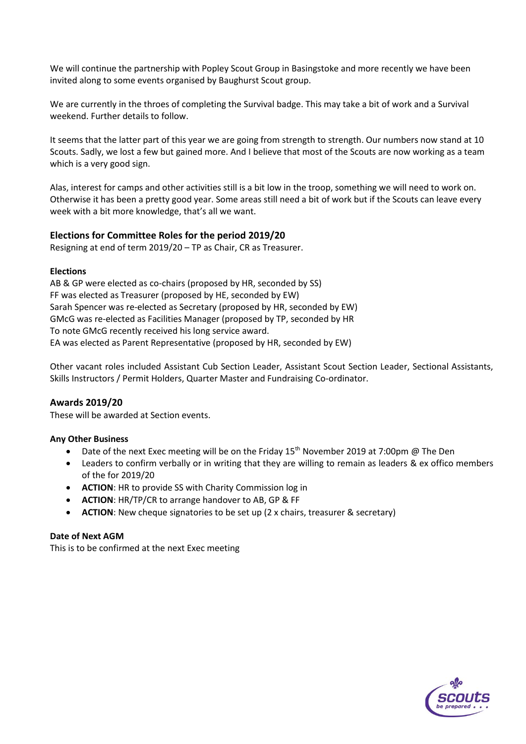We will continue the partnership with Popley Scout Group in Basingstoke and more recently we have been invited along to some events organised by Baughurst Scout group.

We are currently in the throes of completing the Survival badge. This may take a bit of work and a Survival weekend. Further details to follow.

It seems that the latter part of this year we are going from strength to strength. Our numbers now stand at 10 Scouts. Sadly, we lost a few but gained more. And I believe that most of the Scouts are now working as a team which is a very good sign.

Alas, interest for camps and other activities still is a bit low in the troop, something we will need to work on. Otherwise it has been a pretty good year. Some areas still need a bit of work but if the Scouts can leave every week with a bit more knowledge, that's all we want.

## Elections for Committee Roles for the period 2019/20

Resigning at end of term 2019/20 – TP as Chair, CR as Treasurer.

**Elections**

AB & GP were elected as co-chairs (proposed by HR, seconded by SS)
FF was elected as Treasurer (proposed by HE, seconded by EW)
Sarah Spencer was re-elected as Secretary (proposed by HR, seconded by EW)
GMcG was re-elected as Facilities Manager (proposed by TP, seconded by HR
To note GMcG recently received his long service award.
EA was elected as Parent Representative (proposed by HR, seconded by EW)

Other vacant roles included Assistant Cub Section Leader, Assistant Scout Section Leader, Sectional Assistants, Skills Instructors / Permit Holders, Quarter Master and Fundraising Co-ordinator.

## Awards 2019/20

These will be awarded at Section events.

**Any Other Business**

- Date of the next Exec meeting will be on the Friday 15th November 2019 at 7:00pm @ The Den
- Leaders to confirm verbally or in writing that they are willing to remain as leaders & ex offico members of the for 2019/20
- **ACTION**: HR to provide SS with Charity Commission log in
- **ACTION**: HR/TP/CR to arrange handover to AB, GP & FF
- **ACTION**: New cheque signatories to be set up (2 x chairs, treasurer & secretary)

**Date of Next AGM**

This is to be confirmed at the next Exec meeting